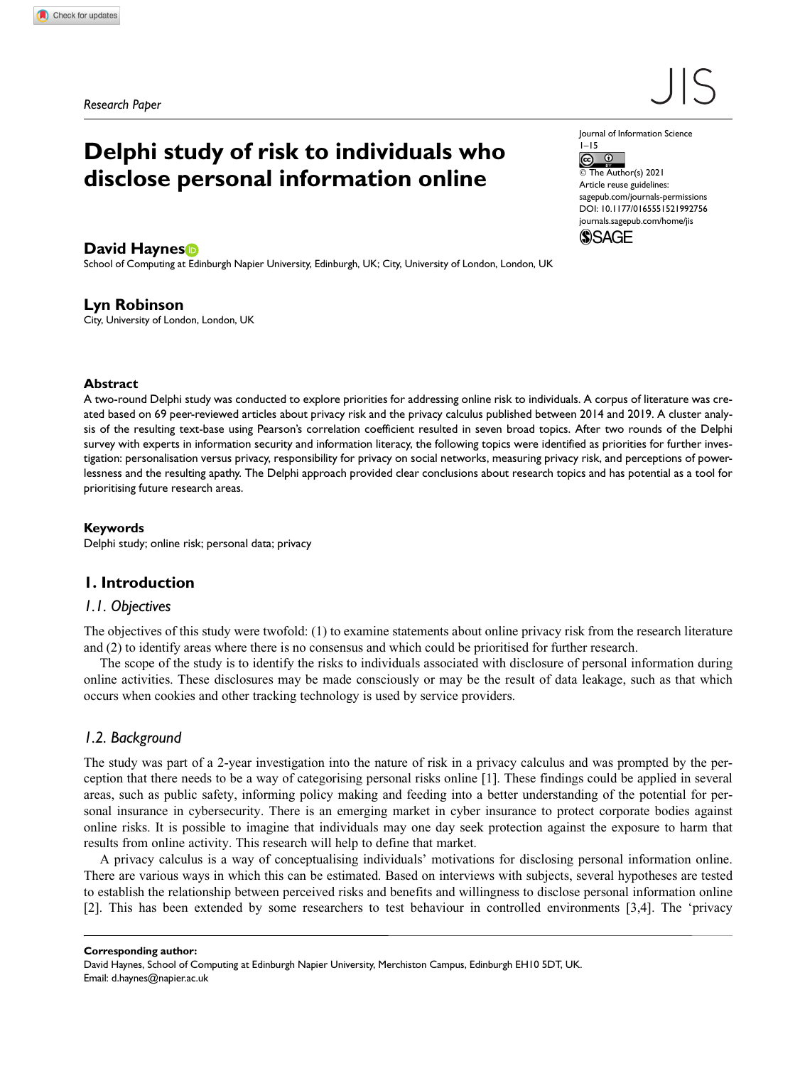Research Paper

# Delphi study of risk to individuals who disclose personal information online

Journal of Information Science
1–15
© The Author(s) 2021
Article reuse guidelines:
sagepub.com/journals-permissions
DOI: 10.1177/0165551521992756
journals.sagepub.com/home/jis

**David Haynes**
School of Computing at Edinburgh Napier University, Edinburgh, UK; City, University of London, London, UK

**Lyn Robinson**
City, University of London, London, UK

## Abstract

A two-round Delphi study was conducted to explore priorities for addressing online risk to individuals. A corpus of literature was created based on 69 peer-reviewed articles about privacy risk and the privacy calculus published between 2014 and 2019. A cluster analysis of the resulting text-base using Pearson's correlation coefficient resulted in seven broad topics. After two rounds of the Delphi survey with experts in information security and information literacy, the following topics were identified as priorities for further investigation: personalisation versus privacy, responsibility for privacy on social networks, measuring privacy risk, and perceptions of powerlessness and the resulting apathy. The Delphi approach provided clear conclusions about research topics and has potential as a tool for prioritising future research areas.

## Keywords

Delphi study; online risk; personal data; privacy

## 1. Introduction

### 1.1. Objectives

The objectives of this study were twofold: (1) to examine statements about online privacy risk from the research literature and (2) to identify areas where there is no consensus and which could be prioritised for further research.

The scope of the study is to identify the risks to individuals associated with disclosure of personal information during online activities. These disclosures may be made consciously or may be the result of data leakage, such as that which occurs when cookies and other tracking technology is used by service providers.

### 1.2. Background

The study was part of a 2-year investigation into the nature of risk in a privacy calculus and was prompted by the perception that there needs to be a way of categorising personal risks online [1]. These findings could be applied in several areas, such as public safety, informing policy making and feeding into a better understanding of the potential for personal insurance in cybersecurity. There is an emerging market in cyber insurance to protect corporate bodies against online risks. It is possible to imagine that individuals may one day seek protection against the exposure to harm that results from online activity. This research will help to define that market.

A privacy calculus is a way of conceptualising individuals' motivations for disclosing personal information online. There are various ways in which this can be estimated. Based on interviews with subjects, several hypotheses are tested to establish the relationship between perceived risks and benefits and willingness to disclose personal information online [2]. This has been extended by some researchers to test behaviour in controlled environments [3,4]. The 'privacy

**Corresponding author:**
David Haynes, School of Computing at Edinburgh Napier University, Merchiston Campus, Edinburgh EH10 5DT, UK.
Email: d.haynes@napier.ac.uk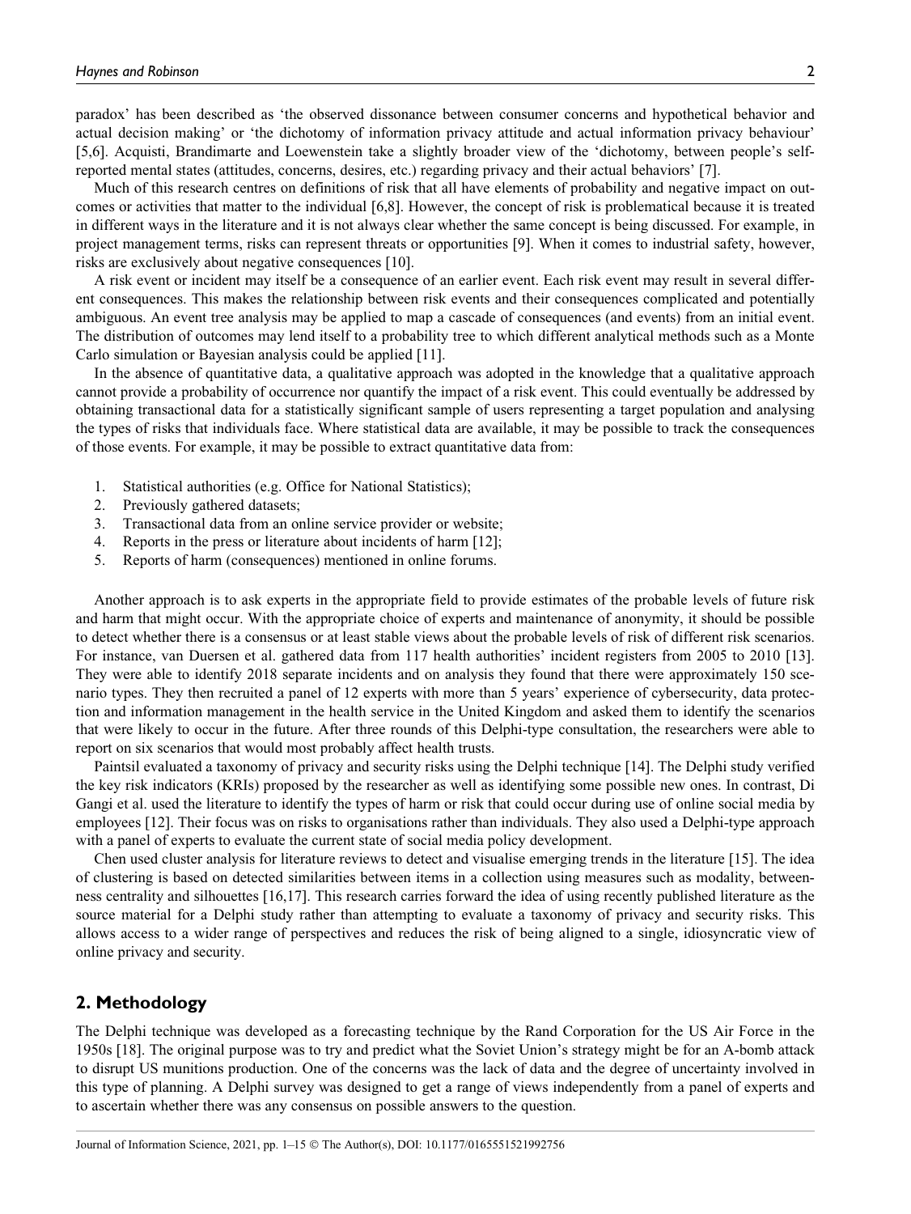paradox' has been described as 'the observed dissonance between consumer concerns and hypothetical behavior and actual decision making' or 'the dichotomy of information privacy attitude and actual information privacy behaviour' [5,6]. Acquisti, Brandimarte and Loewenstein take a slightly broader view of the 'dichotomy, between people's self-reported mental states (attitudes, concerns, desires, etc.) regarding privacy and their actual behaviors' [7].

Much of this research centres on definitions of risk that all have elements of probability and negative impact on outcomes or activities that matter to the individual [6,8]. However, the concept of risk is problematical because it is treated in different ways in the literature and it is not always clear whether the same concept is being discussed. For example, in project management terms, risks can represent threats or opportunities [9]. When it comes to industrial safety, however, risks are exclusively about negative consequences [10].

A risk event or incident may itself be a consequence of an earlier event. Each risk event may result in several different consequences. This makes the relationship between risk events and their consequences complicated and potentially ambiguous. An event tree analysis may be applied to map a cascade of consequences (and events) from an initial event. The distribution of outcomes may lend itself to a probability tree to which different analytical methods such as a Monte Carlo simulation or Bayesian analysis could be applied [11].

In the absence of quantitative data, a qualitative approach was adopted in the knowledge that a qualitative approach cannot provide a probability of occurrence nor quantify the impact of a risk event. This could eventually be addressed by obtaining transactional data for a statistically significant sample of users representing a target population and analysing the types of risks that individuals face. Where statistical data are available, it may be possible to track the consequences of those events. For example, it may be possible to extract quantitative data from:

1. Statistical authorities (e.g. Office for National Statistics);
2. Previously gathered datasets;
3. Transactional data from an online service provider or website;
4. Reports in the press or literature about incidents of harm [12];
5. Reports of harm (consequences) mentioned in online forums.

Another approach is to ask experts in the appropriate field to provide estimates of the probable levels of future risk and harm that might occur. With the appropriate choice of experts and maintenance of anonymity, it should be possible to detect whether there is a consensus or at least stable views about the probable levels of risk of different risk scenarios. For instance, van Duersen et al. gathered data from 117 health authorities' incident registers from 2005 to 2010 [13]. They were able to identify 2018 separate incidents and on analysis they found that there were approximately 150 scenario types. They then recruited a panel of 12 experts with more than 5 years' experience of cybersecurity, data protection and information management in the health service in the United Kingdom and asked them to identify the scenarios that were likely to occur in the future. After three rounds of this Delphi-type consultation, the researchers were able to report on six scenarios that would most probably affect health trusts.

Paintsil evaluated a taxonomy of privacy and security risks using the Delphi technique [14]. The Delphi study verified the key risk indicators (KRIs) proposed by the researcher as well as identifying some possible new ones. In contrast, Di Gangi et al. used the literature to identify the types of harm or risk that could occur during use of online social media by employees [12]. Their focus was on risks to organisations rather than individuals. They also used a Delphi-type approach with a panel of experts to evaluate the current state of social media policy development.

Chen used cluster analysis for literature reviews to detect and visualise emerging trends in the literature [15]. The idea of clustering is based on detected similarities between items in a collection using measures such as modality, betweenness centrality and silhouettes [16,17]. This research carries forward the idea of using recently published literature as the source material for a Delphi study rather than attempting to evaluate a taxonomy of privacy and security risks. This allows access to a wider range of perspectives and reduces the risk of being aligned to a single, idiosyncratic view of online privacy and security.

## 2. Methodology

The Delphi technique was developed as a forecasting technique by the Rand Corporation for the US Air Force in the 1950s [18]. The original purpose was to try and predict what the Soviet Union's strategy might be for an A-bomb attack to disrupt US munitions production. One of the concerns was the lack of data and the degree of uncertainty involved in this type of planning. A Delphi survey was designed to get a range of views independently from a panel of experts and to ascertain whether there was any consensus on possible answers to the question.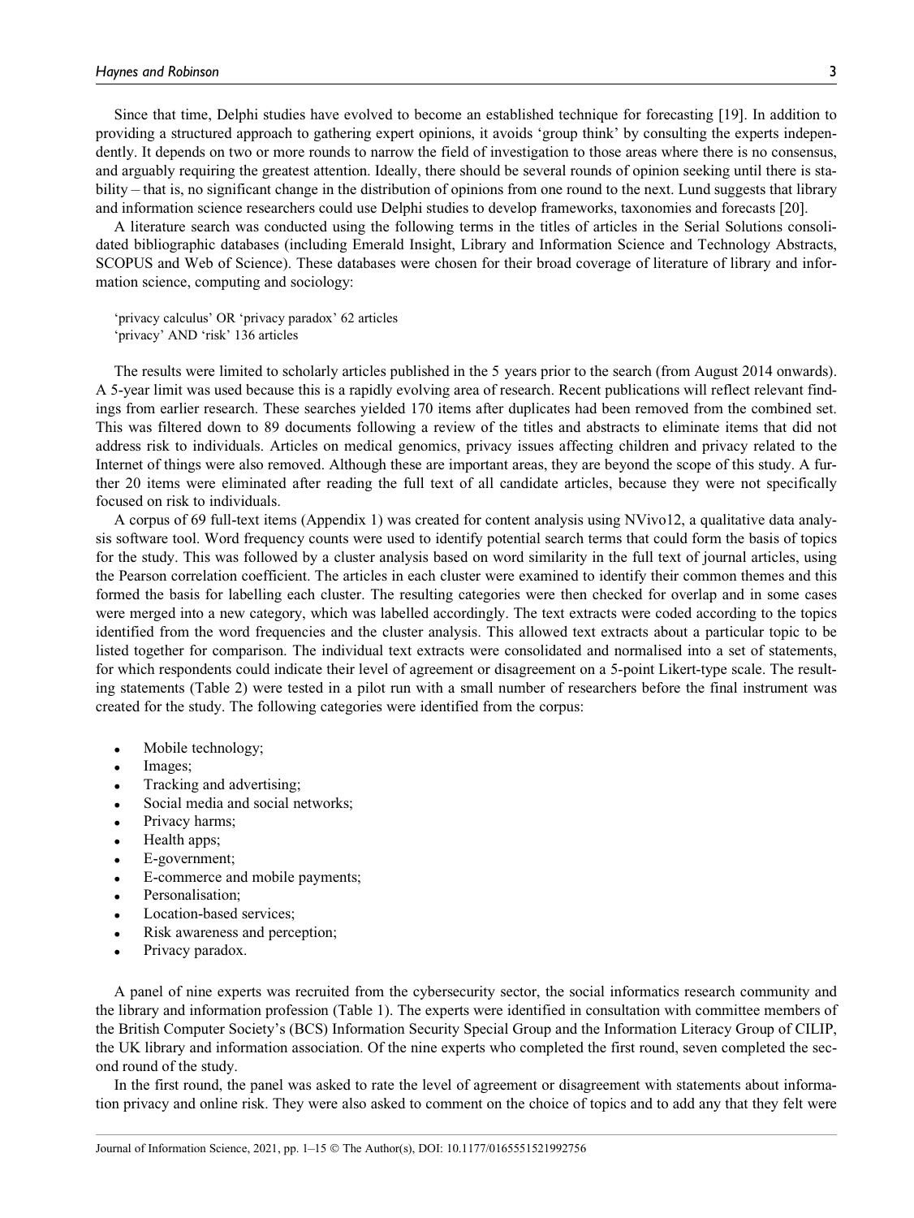Since that time, Delphi studies have evolved to become an established technique for forecasting [19]. In addition to providing a structured approach to gathering expert opinions, it avoids 'group think' by consulting the experts independently. It depends on two or more rounds to narrow the field of investigation to those areas where there is no consensus, and arguably requiring the greatest attention. Ideally, there should be several rounds of opinion seeking until there is stability – that is, no significant change in the distribution of opinions from one round to the next. Lund suggests that library and information science researchers could use Delphi studies to develop frameworks, taxonomies and forecasts [20].

A literature search was conducted using the following terms in the titles of articles in the Serial Solutions consolidated bibliographic databases (including Emerald Insight, Library and Information Science and Technology Abstracts, SCOPUS and Web of Science). These databases were chosen for their broad coverage of literature of library and information science, computing and sociology:

'privacy calculus' OR 'privacy paradox' 62 articles
'privacy' AND 'risk' 136 articles

The results were limited to scholarly articles published in the 5 years prior to the search (from August 2014 onwards). A 5-year limit was used because this is a rapidly evolving area of research. Recent publications will reflect relevant findings from earlier research. These searches yielded 170 items after duplicates had been removed from the combined set. This was filtered down to 89 documents following a review of the titles and abstracts to eliminate items that did not address risk to individuals. Articles on medical genomics, privacy issues affecting children and privacy related to the Internet of things were also removed. Although these are important areas, they are beyond the scope of this study. A further 20 items were eliminated after reading the full text of all candidate articles, because they were not specifically focused on risk to individuals.

A corpus of 69 full-text items (Appendix 1) was created for content analysis using NVivo12, a qualitative data analysis software tool. Word frequency counts were used to identify potential search terms that could form the basis of topics for the study. This was followed by a cluster analysis based on word similarity in the full text of journal articles, using the Pearson correlation coefficient. The articles in each cluster were examined to identify their common themes and this formed the basis for labelling each cluster. The resulting categories were then checked for overlap and in some cases were merged into a new category, which was labelled accordingly. The text extracts were coded according to the topics identified from the word frequencies and the cluster analysis. This allowed text extracts about a particular topic to be listed together for comparison. The individual text extracts were consolidated and normalised into a set of statements, for which respondents could indicate their level of agreement or disagreement on a 5-point Likert-type scale. The resulting statements (Table 2) were tested in a pilot run with a small number of researchers before the final instrument was created for the study. The following categories were identified from the corpus:

- Mobile technology;
- Images;
- Tracking and advertising;
- Social media and social networks;
- Privacy harms;
- Health apps;
- E-government;
- E-commerce and mobile payments;
- Personalisation;
- Location-based services;
- Risk awareness and perception;
- Privacy paradox.

A panel of nine experts was recruited from the cybersecurity sector, the social informatics research community and the library and information profession (Table 1). The experts were identified in consultation with committee members of the British Computer Society's (BCS) Information Security Special Group and the Information Literacy Group of CILIP, the UK library and information association. Of the nine experts who completed the first round, seven completed the second round of the study.

In the first round, the panel was asked to rate the level of agreement or disagreement with statements about information privacy and online risk. They were also asked to comment on the choice of topics and to add any that they felt were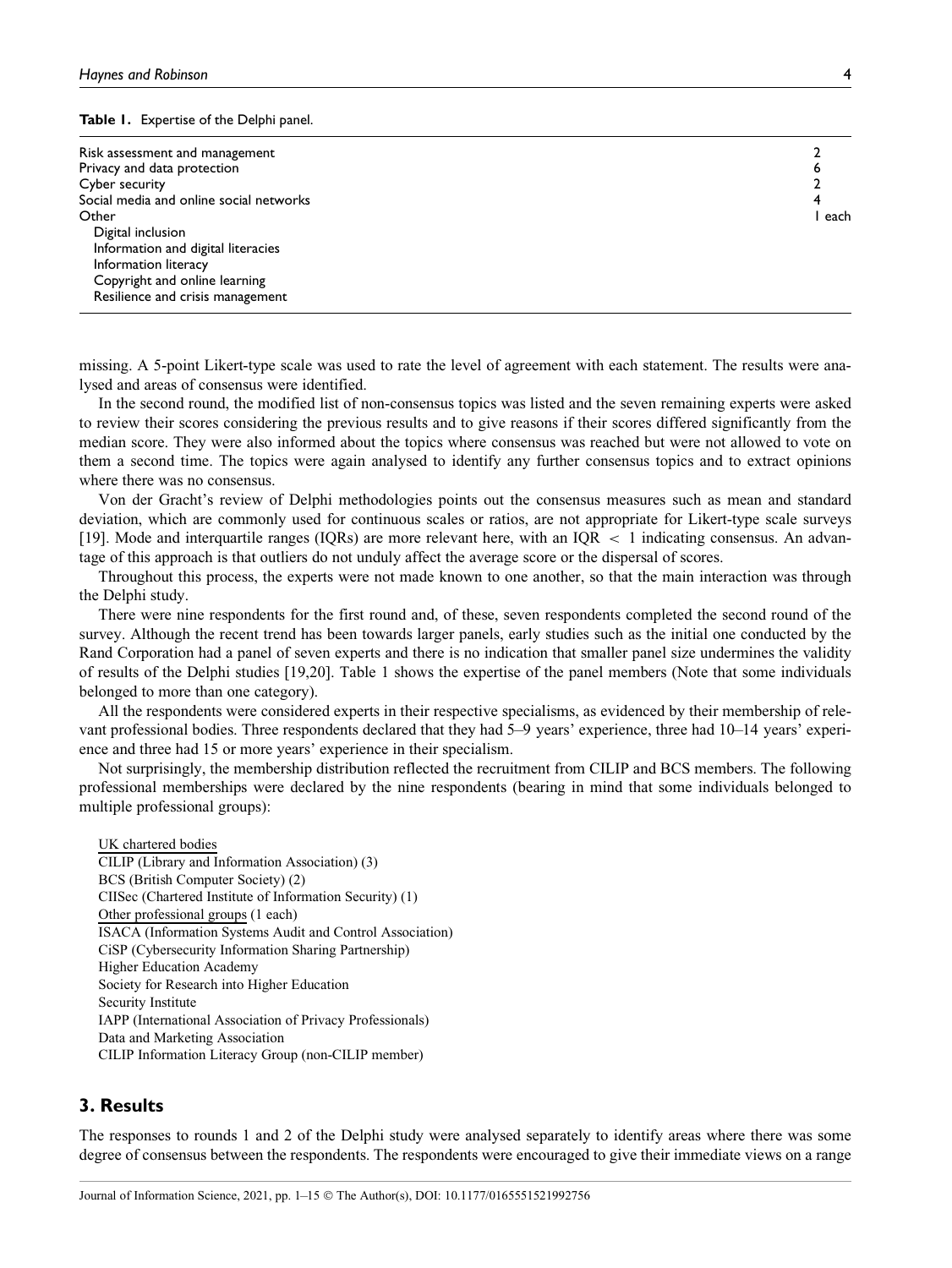**Table 1.** Expertise of the Delphi panel.

| | |
|---|---|
| Risk assessment and management | 2 |
| Privacy and data protection | 6 |
| Cyber security | 2 |
| Social media and online social networks | 4 |
| Other | 1 each |
| Digital inclusion | |
| Information and digital literacies | |
| Information literacy | |
| Copyright and online learning | |
| Resilience and crisis management | |

missing. A 5-point Likert-type scale was used to rate the level of agreement with each statement. The results were analysed and areas of consensus were identified.

In the second round, the modified list of non-consensus topics was listed and the seven remaining experts were asked to review their scores considering the previous results and to give reasons if their scores differed significantly from the median score. They were also informed about the topics where consensus was reached but were not allowed to vote on them a second time. The topics were again analysed to identify any further consensus topics and to extract opinions where there was no consensus.

Von der Gracht's review of Delphi methodologies points out the consensus measures such as mean and standard deviation, which are commonly used for continuous scales or ratios, are not appropriate for Likert-type scale surveys [19]. Mode and interquartile ranges (IQRs) are more relevant here, with an IQR $<$ 1 indicating consensus. An advantage of this approach is that outliers do not unduly affect the average score or the dispersal of scores.

Throughout this process, the experts were not made known to one another, so that the main interaction was through the Delphi study.

There were nine respondents for the first round and, of these, seven respondents completed the second round of the survey. Although the recent trend has been towards larger panels, early studies such as the initial one conducted by the Rand Corporation had a panel of seven experts and there is no indication that smaller panel size undermines the validity of results of the Delphi studies [19,20]. Table 1 shows the expertise of the panel members (Note that some individuals belonged to more than one category).

All the respondents were considered experts in their respective specialisms, as evidenced by their membership of relevant professional bodies. Three respondents declared that they had 5–9 years' experience, three had 10–14 years' experience and three had 15 or more years' experience in their specialism.

Not surprisingly, the membership distribution reflected the recruitment from CILIP and BCS members. The following professional memberships were declared by the nine respondents (bearing in mind that some individuals belonged to multiple professional groups):

UK chartered bodies
CILIP (Library and Information Association) (3)
BCS (British Computer Society) (2)
CIISec (Chartered Institute of Information Security) (1)
Other professional groups (1 each)
ISACA (Information Systems Audit and Control Association)
CiSP (Cybersecurity Information Sharing Partnership)
Higher Education Academy
Society for Research into Higher Education
Security Institute
IAPP (International Association of Privacy Professionals)
Data and Marketing Association
CILIP Information Literacy Group (non-CILIP member)

## 3. Results

The responses to rounds 1 and 2 of the Delphi study were analysed separately to identify areas where there was some degree of consensus between the respondents. The respondents were encouraged to give their immediate views on a range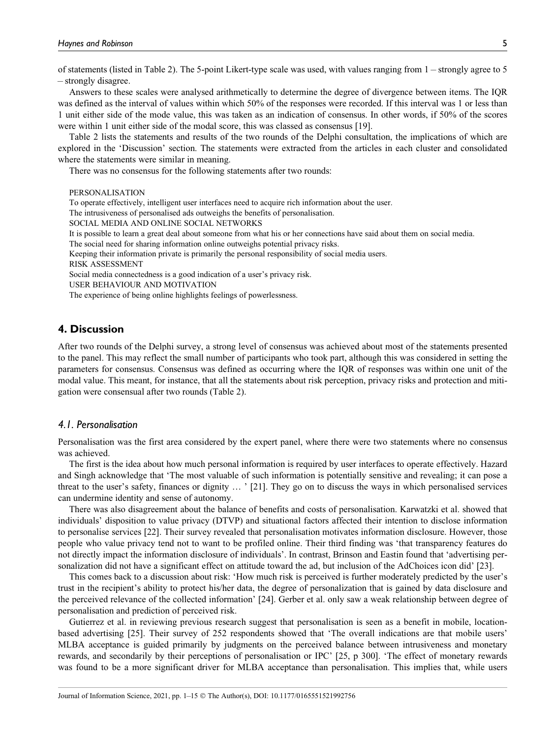of statements (listed in Table 2). The 5-point Likert-type scale was used, with values ranging from 1 – strongly agree to 5 – strongly disagree.

Answers to these scales were analysed arithmetically to determine the degree of divergence between items. The IQR was defined as the interval of values within which 50% of the responses were recorded. If this interval was 1 or less than 1 unit either side of the mode value, this was taken as an indication of consensus. In other words, if 50% of the scores were within 1 unit either side of the modal score, this was classed as consensus [19].

Table 2 lists the statements and results of the two rounds of the Delphi consultation, the implications of which are explored in the 'Discussion' section. The statements were extracted from the articles in each cluster and consolidated where the statements were similar in meaning.

There was no consensus for the following statements after two rounds:

PERSONALISATION
To operate effectively, intelligent user interfaces need to acquire rich information about the user.
The intrusiveness of personalised ads outweighs the benefits of personalisation.
SOCIAL MEDIA AND ONLINE SOCIAL NETWORKS
It is possible to learn a great deal about someone from what his or her connections have said about them on social media.
The social need for sharing information online outweighs potential privacy risks.
Keeping their information private is primarily the personal responsibility of social media users.
RISK ASSESSMENT
Social media connectedness is a good indication of a user's privacy risk.
USER BEHAVIOUR AND MOTIVATION
The experience of being online highlights feelings of powerlessness.

## 4. Discussion

After two rounds of the Delphi survey, a strong level of consensus was achieved about most of the statements presented to the panel. This may reflect the small number of participants who took part, although this was considered in setting the parameters for consensus. Consensus was defined as occurring where the IQR of responses was within one unit of the modal value. This meant, for instance, that all the statements about risk perception, privacy risks and protection and mitigation were consensual after two rounds (Table 2).

### *4.1. Personalisation*

Personalisation was the first area considered by the expert panel, where there were two statements where no consensus was achieved.

The first is the idea about how much personal information is required by user interfaces to operate effectively. Hazard and Singh acknowledge that 'The most valuable of such information is potentially sensitive and revealing; it can pose a threat to the user's safety, finances or dignity … ' [21]. They go on to discuss the ways in which personalised services can undermine identity and sense of autonomy.

There was also disagreement about the balance of benefits and costs of personalisation. Karwatzki et al. showed that individuals' disposition to value privacy (DTVP) and situational factors affected their intention to disclose information to personalise services [22]. Their survey revealed that personalisation motivates information disclosure. However, those people who value privacy tend not to want to be profiled online. Their third finding was 'that transparency features do not directly impact the information disclosure of individuals'. In contrast, Brinson and Eastin found that 'advertising personalization did not have a significant effect on attitude toward the ad, but inclusion of the AdChoices icon did' [23].

This comes back to a discussion about risk: 'How much risk is perceived is further moderately predicted by the user's trust in the recipient's ability to protect his/her data, the degree of personalization that is gained by data disclosure and the perceived relevance of the collected information' [24]. Gerber et al. only saw a weak relationship between degree of personalisation and prediction of perceived risk.

Gutierrez et al. in reviewing previous research suggest that personalisation is seen as a benefit in mobile, location-based advertising [25]. Their survey of 252 respondents showed that 'The overall indications are that mobile users' MLBA acceptance is guided primarily by judgments on the perceived balance between intrusiveness and monetary rewards, and secondarily by their perceptions of personalisation or IPC' [25, p 300]. 'The effect of monetary rewards was found to be a more significant driver for MLBA acceptance than personalisation. This implies that, while users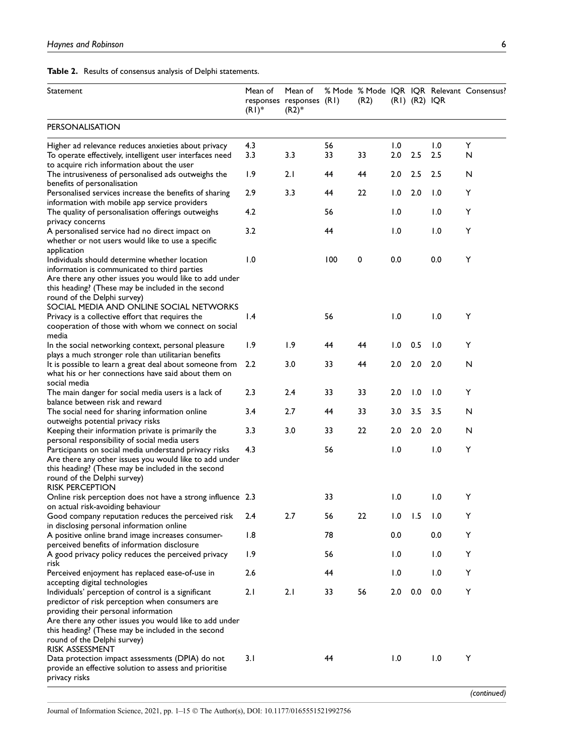**Table 2.** Results of consensus analysis of Delphi statements.

| Statement | Mean of responses (R1)* | Mean of responses (R2)* | % Mode (R1) | % Mode (R2) | IQR (R1) | IQR (R2) | Relevant IQR | Consensus? |
|---|---|---|---|---|---|---|---|---|
| PERSONALISATION | | | | | | | | |
| Higher ad relevance reduces anxieties about privacy | 4.3 | | 56 | | 1.0 | | 1.0 | Y |
| To operate effectively, intelligent user interfaces need to acquire rich information about the user | 3.3 | 3.3 | 33 | 33 | 2.0 | 2.5 | 2.5 | N |
| The intrusiveness of personalised ads outweighs the benefits of personalisation | 1.9 | 2.1 | 44 | 44 | 2.0 | 2.5 | 2.5 | N |
| Personalised services increase the benefits of sharing information with mobile app service providers | 2.9 | 3.3 | 44 | 22 | 1.0 | 2.0 | 1.0 | Y |
| The quality of personalisation offerings outweighs privacy concerns | 4.2 | | 56 | | 1.0 | | 1.0 | Y |
| A personalised service had no direct impact on whether or not users would like to use a specific application | 3.2 | | 44 | | 1.0 | | 1.0 | Y |
| Individuals should determine whether location information is communicated to third parties | 1.0 | | 100 | 0 | 0.0 | | 0.0 | Y |
| Are there any other issues you would like to add under this heading? (These may be included in the second round of the Delphi survey) | | | | | | | | |
| SOCIAL MEDIA AND ONLINE SOCIAL NETWORKS | | | | | | | | |
| Privacy is a collective effort that requires the cooperation of those with whom we connect on social media | 1.4 | | 56 | | 1.0 | | 1.0 | Y |
| In the social networking context, personal pleasure plays a much stronger role than utilitarian benefits | 1.9 | 1.9 | 44 | 44 | 1.0 | 0.5 | 1.0 | Y |
| It is possible to learn a great deal about someone from what his or her connections have said about them on social media | 2.2 | 3.0 | 33 | 44 | 2.0 | 2.0 | 2.0 | N |
| The main danger for social media users is a lack of balance between risk and reward | 2.3 | 2.4 | 33 | 33 | 2.0 | 1.0 | 1.0 | Y |
| The social need for sharing information online outweighs potential privacy risks | 3.4 | 2.7 | 44 | 33 | 3.0 | 3.5 | 3.5 | N |
| Keeping their information private is primarily the personal responsibility of social media users | 3.3 | 3.0 | 33 | 22 | 2.0 | 2.0 | 2.0 | N |
| Participants on social media understand privacy risks | 4.3 | | 56 | | 1.0 | | 1.0 | Y |
| Are there any other issues you would like to add under this heading? (These may be included in the second round of the Delphi survey) | | | | | | | | |
| RISK PERCEPTION | | | | | | | | |
| Online risk perception does not have a strong influence on actual risk-avoiding behaviour | 2.3 | | 33 | | 1.0 | | 1.0 | Y |
| Good company reputation reduces the perceived risk in disclosing personal information online | 2.4 | 2.7 | 56 | 22 | 1.0 | 1.5 | 1.0 | Y |
| A positive online brand image increases consumer-perceived benefits of information disclosure | 1.8 | | 78 | | 0.0 | | 0.0 | Y |
| A good privacy policy reduces the perceived privacy risk | 1.9 | | 56 | | 1.0 | | 1.0 | Y |
| Perceived enjoyment has replaced ease-of-use in accepting digital technologies | 2.6 | | 44 | | 1.0 | | 1.0 | Y |
| Individuals' perception of control is a significant predictor of risk perception when consumers are providing their personal information | 2.1 | 2.1 | 33 | 56 | 2.0 | 0.0 | 0.0 | Y |
| Are there any other issues you would like to add under this heading? (These may be included in the second round of the Delphi survey) | | | | | | | | |
| RISK ASSESSMENT | | | | | | | | |
| Data protection impact assessments (DPIA) do not provide an effective solution to assess and prioritise privacy risks | 3.1 | | 44 | | 1.0 | | 1.0 | Y |

*(continued)*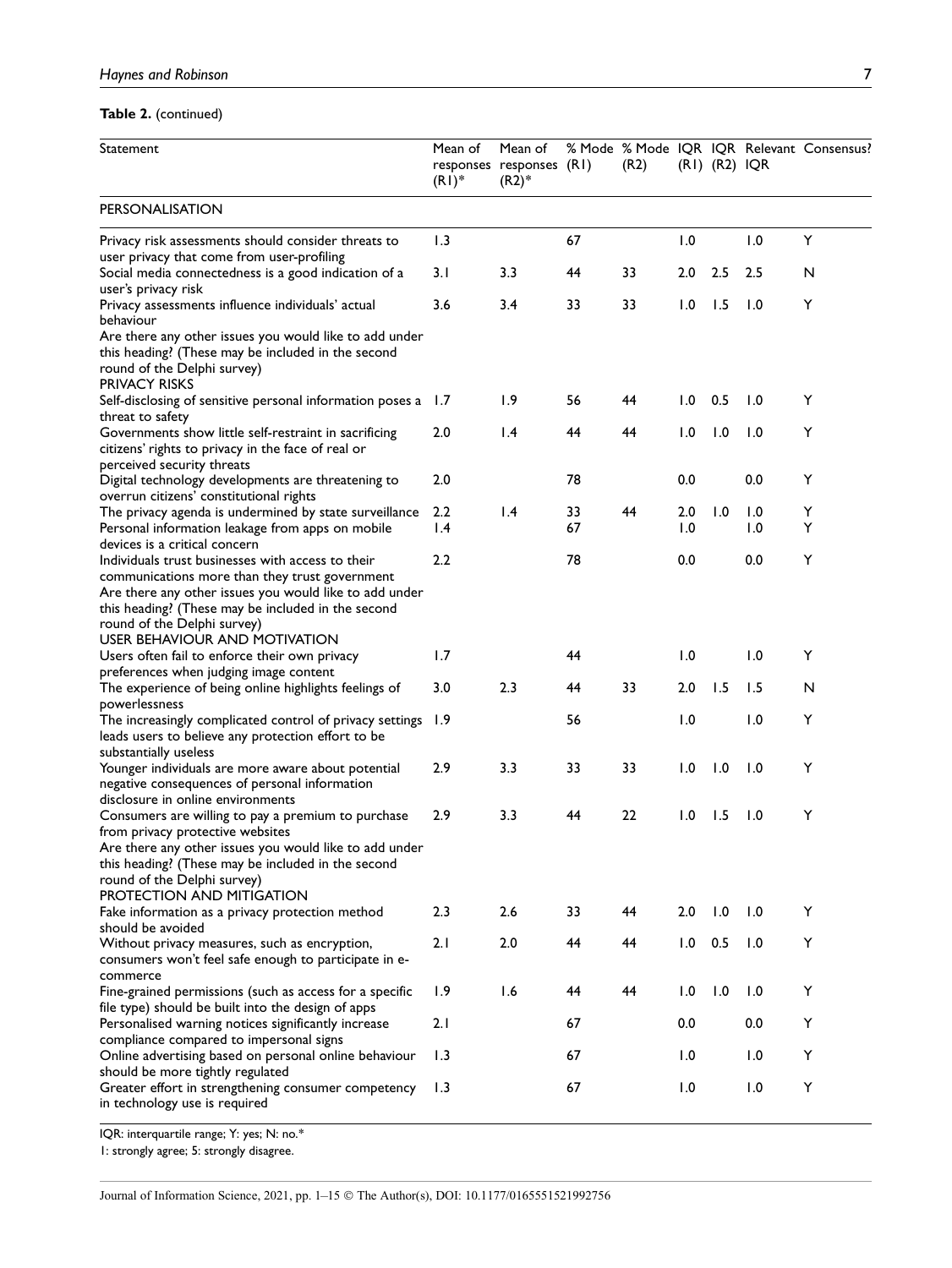**Table 2.** (continued)

| Statement | Mean of responses (R1)* | Mean of responses (R2)* | % Mode (R1) | % Mode (R2) | IQR (R1) | IQR (R2) | Relevant IQR | Consensus? |
|---|---|---|---|---|---|---|---|---|
| PERSONALISATION | | | | | | | | |
| Privacy risk assessments should consider threats to user privacy that come from user-profiling | 1.3 | | 67 | | 1.0 | | 1.0 | Y |
| Social media connectedness is a good indication of a user's privacy risk | 3.1 | 3.3 | 44 | 33 | 2.0 | 2.5 | 2.5 | N |
| Privacy assessments influence individuals' actual behaviour | 3.6 | 3.4 | 33 | 33 | 1.0 | 1.5 | 1.0 | Y |
| Are there any other issues you would like to add under this heading? (These may be included in the second round of the Delphi survey) | | | | | | | | |
| PRIVACY RISKS | | | | | | | | |
| Self-disclosing of sensitive personal information poses a threat to safety | 1.7 | 1.9 | 56 | 44 | 1.0 | 0.5 | 1.0 | Y |
| Governments show little self-restraint in sacrificing citizens' rights to privacy in the face of real or perceived security threats | 2.0 | 1.4 | 44 | 44 | 1.0 | 1.0 | 1.0 | Y |
| Digital technology developments are threatening to overrun citizens' constitutional rights | 2.0 | | 78 | | 0.0 | | 0.0 | Y |
| The privacy agenda is undermined by state surveillance | 2.2 | 1.4 | 33 | 44 | 2.0 | 1.0 | 1.0 | Y |
| Personal information leakage from apps on mobile devices is a critical concern | 1.4 | | 67 | | 1.0 | | 1.0 | Y |
| Individuals trust businesses with access to their communications more than they trust government | 2.2 | | 78 | | 0.0 | | 0.0 | Y |
| Are there any other issues you would like to add under this heading? (These may be included in the second round of the Delphi survey) | | | | | | | | |
| USER BEHAVIOUR AND MOTIVATION | | | | | | | | |
| Users often fail to enforce their own privacy preferences when judging image content | 1.7 | | 44 | | 1.0 | | 1.0 | Y |
| The experience of being online highlights feelings of powerlessness | 3.0 | 2.3 | 44 | 33 | 2.0 | 1.5 | 1.5 | N |
| The increasingly complicated control of privacy settings leads users to believe any protection effort to be substantially useless | 1.9 | | 56 | | 1.0 | | 1.0 | Y |
| Younger individuals are more aware about potential negative consequences of personal information disclosure in online environments | 2.9 | 3.3 | 33 | 33 | 1.0 | 1.0 | 1.0 | Y |
| Consumers are willing to pay a premium to purchase from privacy protective websites | 2.9 | 3.3 | 44 | 22 | 1.0 | 1.5 | 1.0 | Y |
| Are there any other issues you would like to add under this heading? (These may be included in the second round of the Delphi survey) | | | | | | | | |
| PROTECTION AND MITIGATION | | | | | | | | |
| Fake information as a privacy protection method should be avoided | 2.3 | 2.6 | 33 | 44 | 2.0 | 1.0 | 1.0 | Y |
| Without privacy measures, such as encryption, consumers won't feel safe enough to participate in e-commerce | 2.1 | 2.0 | 44 | 44 | 1.0 | 0.5 | 1.0 | Y |
| Fine-grained permissions (such as access for a specific file type) should be built into the design of apps | 1.9 | 1.6 | 44 | 44 | 1.0 | 1.0 | 1.0 | Y |
| Personalised warning notices significantly increase compliance compared to impersonal signs | 2.1 | | 67 | | 0.0 | | 0.0 | Y |
| Online advertising based on personal online behaviour should be more tightly regulated | 1.3 | | 67 | | 1.0 | | 1.0 | Y |
| Greater effort in strengthening consumer competency in technology use is required | 1.3 | | 67 | | 1.0 | | 1.0 | Y |

IQR: interquartile range; Y: yes; N: no.*

1: strongly agree; 5: strongly disagree.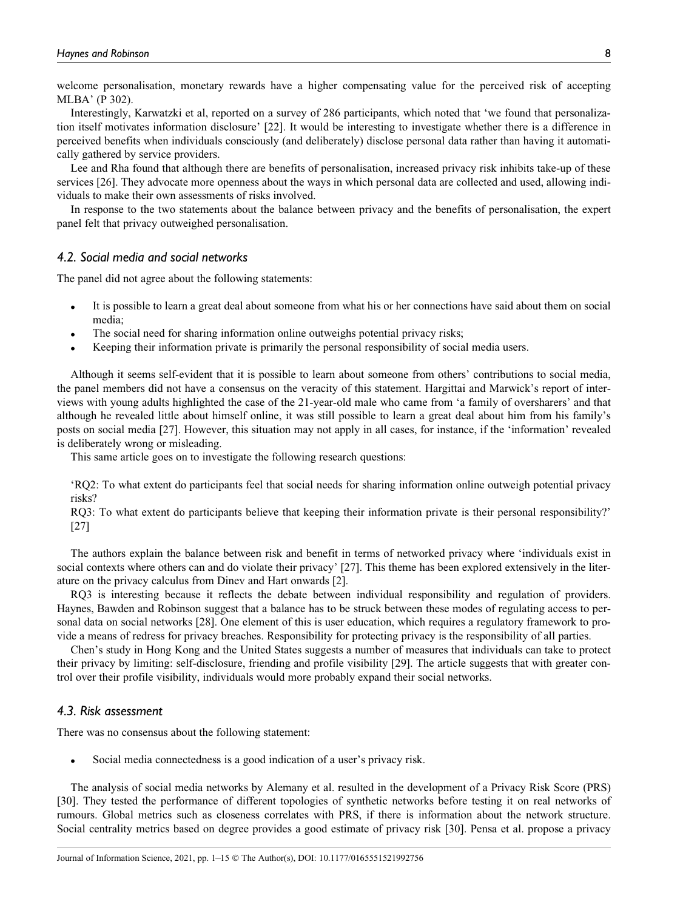welcome personalisation, monetary rewards have a higher compensating value for the perceived risk of accepting MLBA' (P 302).

Interestingly, Karwatzki et al, reported on a survey of 286 participants, which noted that 'we found that personalization itself motivates information disclosure' [22]. It would be interesting to investigate whether there is a difference in perceived benefits when individuals consciously (and deliberately) disclose personal data rather than having it automatically gathered by service providers.

Lee and Rha found that although there are benefits of personalisation, increased privacy risk inhibits take-up of these services [26]. They advocate more openness about the ways in which personal data are collected and used, allowing individuals to make their own assessments of risks involved.

In response to the two statements about the balance between privacy and the benefits of personalisation, the expert panel felt that privacy outweighed personalisation.

### *4.2. Social media and social networks*

The panel did not agree about the following statements:

- It is possible to learn a great deal about someone from what his or her connections have said about them on social media;
- The social need for sharing information online outweighs potential privacy risks;
- Keeping their information private is primarily the personal responsibility of social media users.

Although it seems self-evident that it is possible to learn about someone from others' contributions to social media, the panel members did not have a consensus on the veracity of this statement. Hargittai and Marwick's report of interviews with young adults highlighted the case of the 21-year-old male who came from 'a family of oversharers' and that although he revealed little about himself online, it was still possible to learn a great deal about him from his family's posts on social media [27]. However, this situation may not apply in all cases, for instance, if the 'information' revealed is deliberately wrong or misleading.

This same article goes on to investigate the following research questions:

> 'RQ2: To what extent do participants feel that social needs for sharing information online outweigh potential privacy risks?
> RQ3: To what extent do participants believe that keeping their information private is their personal responsibility?' [27]

The authors explain the balance between risk and benefit in terms of networked privacy where 'individuals exist in social contexts where others can and do violate their privacy' [27]. This theme has been explored extensively in the literature on the privacy calculus from Dinev and Hart onwards [2].

RQ3 is interesting because it reflects the debate between individual responsibility and regulation of providers. Haynes, Bawden and Robinson suggest that a balance has to be struck between these modes of regulating access to personal data on social networks [28]. One element of this is user education, which requires a regulatory framework to provide a means of redress for privacy breaches. Responsibility for protecting privacy is the responsibility of all parties.

Chen's study in Hong Kong and the United States suggests a number of measures that individuals can take to protect their privacy by limiting: self-disclosure, friending and profile visibility [29]. The article suggests that with greater control over their profile visibility, individuals would more probably expand their social networks.

### *4.3. Risk assessment*

There was no consensus about the following statement:

- Social media connectedness is a good indication of a user's privacy risk.

The analysis of social media networks by Alemany et al. resulted in the development of a Privacy Risk Score (PRS) [30]. They tested the performance of different topologies of synthetic networks before testing it on real networks of rumours. Global metrics such as closeness correlates with PRS, if there is information about the network structure. Social centrality metrics based on degree provides a good estimate of privacy risk [30]. Pensa et al. propose a privacy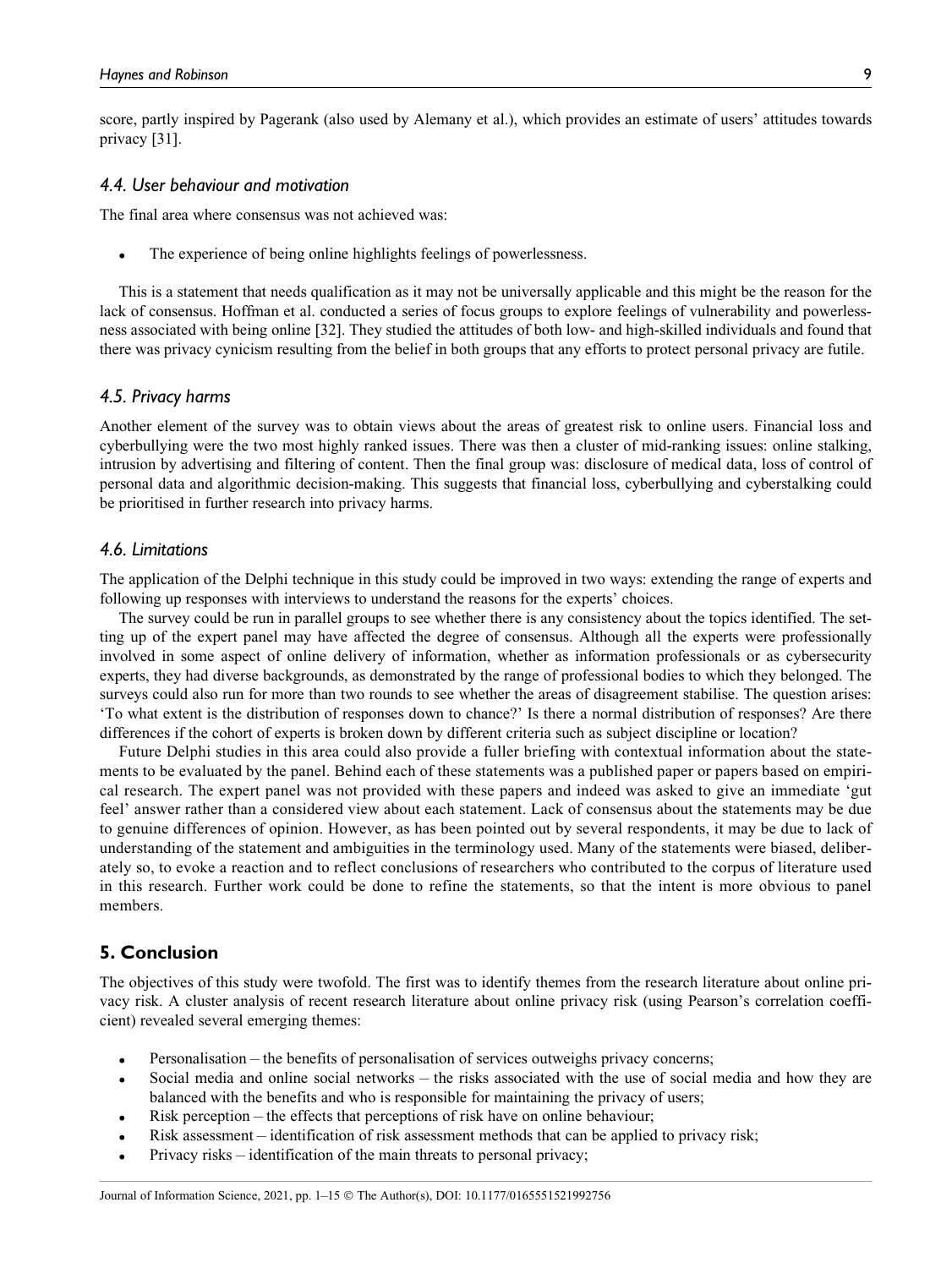score, partly inspired by Pagerank (also used by Alemany et al.), which provides an estimate of users' attitudes towards privacy [31].

### *4.4. User behaviour and motivation*

The final area where consensus was not achieved was:

- The experience of being online highlights feelings of powerlessness.

This is a statement that needs qualification as it may not be universally applicable and this might be the reason for the lack of consensus. Hoffman et al. conducted a series of focus groups to explore feelings of vulnerability and powerlessness associated with being online [32]. They studied the attitudes of both low- and high-skilled individuals and found that there was privacy cynicism resulting from the belief in both groups that any efforts to protect personal privacy are futile.

### *4.5. Privacy harms*

Another element of the survey was to obtain views about the areas of greatest risk to online users. Financial loss and cyberbullying were the two most highly ranked issues. There was then a cluster of mid-ranking issues: online stalking, intrusion by advertising and filtering of content. Then the final group was: disclosure of medical data, loss of control of personal data and algorithmic decision-making. This suggests that financial loss, cyberbullying and cyberstalking could be prioritised in further research into privacy harms.

### *4.6. Limitations*

The application of the Delphi technique in this study could be improved in two ways: extending the range of experts and following up responses with interviews to understand the reasons for the experts' choices.

The survey could be run in parallel groups to see whether there is any consistency about the topics identified. The setting up of the expert panel may have affected the degree of consensus. Although all the experts were professionally involved in some aspect of online delivery of information, whether as information professionals or as cybersecurity experts, they had diverse backgrounds, as demonstrated by the range of professional bodies to which they belonged. The surveys could also run for more than two rounds to see whether the areas of disagreement stabilise. The question arises: 'To what extent is the distribution of responses down to chance?' Is there a normal distribution of responses? Are there differences if the cohort of experts is broken down by different criteria such as subject discipline or location?

Future Delphi studies in this area could also provide a fuller briefing with contextual information about the statements to be evaluated by the panel. Behind each of these statements was a published paper or papers based on empirical research. The expert panel was not provided with these papers and indeed was asked to give an immediate 'gut feel' answer rather than a considered view about each statement. Lack of consensus about the statements may be due to genuine differences of opinion. However, as has been pointed out by several respondents, it may be due to lack of understanding of the statement and ambiguities in the terminology used. Many of the statements were biased, deliberately so, to evoke a reaction and to reflect conclusions of researchers who contributed to the corpus of literature used in this research. Further work could be done to refine the statements, so that the intent is more obvious to panel members.

## 5. Conclusion

The objectives of this study were twofold. The first was to identify themes from the research literature about online privacy risk. A cluster analysis of recent research literature about online privacy risk (using Pearson's correlation coefficient) revealed several emerging themes:

- Personalisation – the benefits of personalisation of services outweighs privacy concerns;
- Social media and online social networks – the risks associated with the use of social media and how they are balanced with the benefits and who is responsible for maintaining the privacy of users;
- Risk perception – the effects that perceptions of risk have on online behaviour;
- Risk assessment – identification of risk assessment methods that can be applied to privacy risk;
- Privacy risks – identification of the main threats to personal privacy;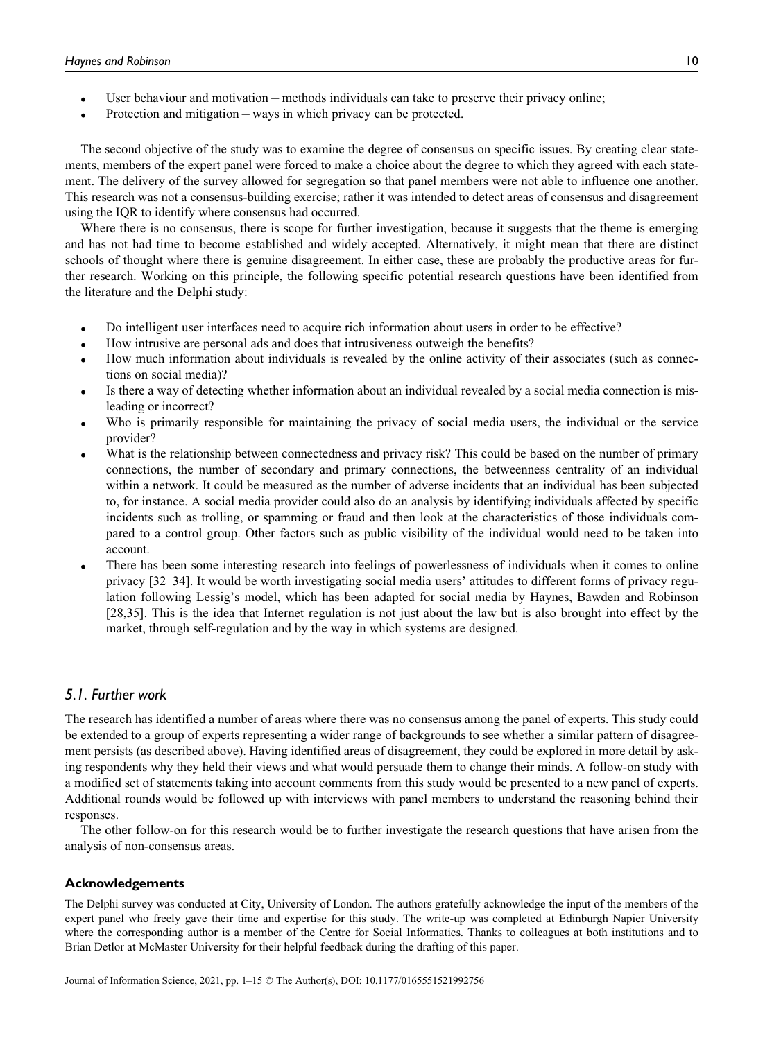- User behaviour and motivation – methods individuals can take to preserve their privacy online;
- Protection and mitigation – ways in which privacy can be protected.

The second objective of the study was to examine the degree of consensus on specific issues. By creating clear statements, members of the expert panel were forced to make a choice about the degree to which they agreed with each statement. The delivery of the survey allowed for segregation so that panel members were not able to influence one another. This research was not a consensus-building exercise; rather it was intended to detect areas of consensus and disagreement using the IQR to identify where consensus had occurred.

Where there is no consensus, there is scope for further investigation, because it suggests that the theme is emerging and has not had time to become established and widely accepted. Alternatively, it might mean that there are distinct schools of thought where there is genuine disagreement. In either case, these are probably the productive areas for further research. Working on this principle, the following specific potential research questions have been identified from the literature and the Delphi study:

- Do intelligent user interfaces need to acquire rich information about users in order to be effective?
- How intrusive are personal ads and does that intrusiveness outweigh the benefits?
- How much information about individuals is revealed by the online activity of their associates (such as connections on social media)?
- Is there a way of detecting whether information about an individual revealed by a social media connection is misleading or incorrect?
- Who is primarily responsible for maintaining the privacy of social media users, the individual or the service provider?
- What is the relationship between connectedness and privacy risk? This could be based on the number of primary connections, the number of secondary and primary connections, the betweenness centrality of an individual within a network. It could be measured as the number of adverse incidents that an individual has been subjected to, for instance. A social media provider could also do an analysis by identifying individuals affected by specific incidents such as trolling, or spamming or fraud and then look at the characteristics of those individuals compared to a control group. Other factors such as public visibility of the individual would need to be taken into account.
- There has been some interesting research into feelings of powerlessness of individuals when it comes to online privacy [32–34]. It would be worth investigating social media users' attitudes to different forms of privacy regulation following Lessig's model, which has been adapted for social media by Haynes, Bawden and Robinson [28,35]. This is the idea that Internet regulation is not just about the law but is also brought into effect by the market, through self-regulation and by the way in which systems are designed.

## 5.1. Further work

The research has identified a number of areas where there was no consensus among the panel of experts. This study could be extended to a group of experts representing a wider range of backgrounds to see whether a similar pattern of disagreement persists (as described above). Having identified areas of disagreement, they could be explored in more detail by asking respondents why they held their views and what would persuade them to change their minds. A follow-on study with a modified set of statements taking into account comments from this study would be presented to a new panel of experts. Additional rounds would be followed up with interviews with panel members to understand the reasoning behind their responses.

The other follow-on for this research would be to further investigate the research questions that have arisen from the analysis of non-consensus areas.

### Acknowledgements

The Delphi survey was conducted at City, University of London. The authors gratefully acknowledge the input of the members of the expert panel who freely gave their time and expertise for this study. The write-up was completed at Edinburgh Napier University where the corresponding author is a member of the Centre for Social Informatics. Thanks to colleagues at both institutions and to Brian Detlor at McMaster University for their helpful feedback during the drafting of this paper.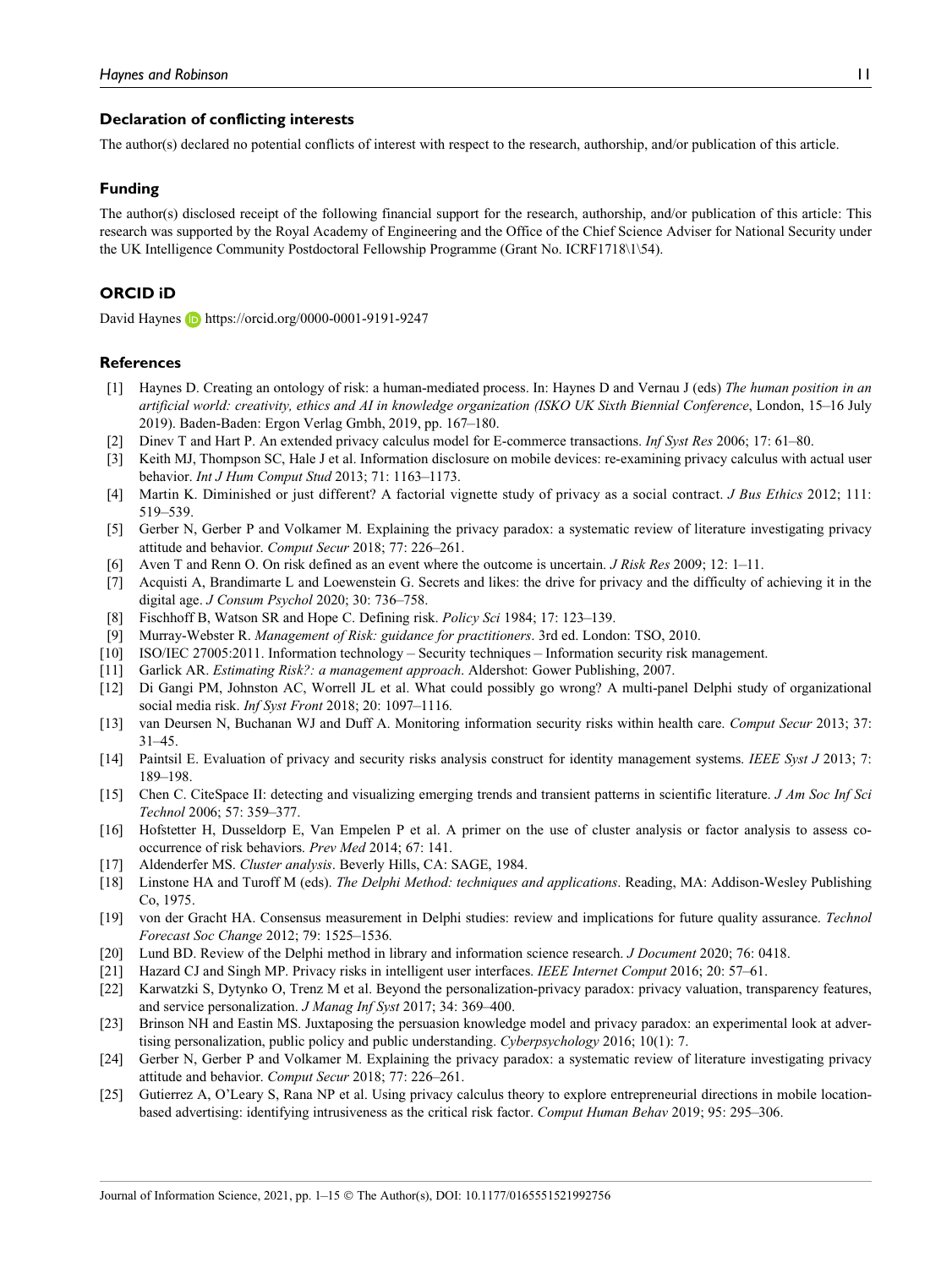## Declaration of conflicting interests

The author(s) declared no potential conflicts of interest with respect to the research, authorship, and/or publication of this article.

## Funding

The author(s) disclosed receipt of the following financial support for the research, authorship, and/or publication of this article: This research was supported by the Royal Academy of Engineering and the Office of the Chief Science Adviser for National Security under the UK Intelligence Community Postdoctoral Fellowship Programme (Grant No. ICRF1718\1\54).

## ORCID iD

David Haynes https://orcid.org/0000-0001-9191-9247

## References

[1] Haynes D. Creating an ontology of risk: a human-mediated process. In: Haynes D and Vernau J (eds) *The human position in an artificial world: creativity, ethics and AI in knowledge organization (ISKO UK Sixth Biennial Conference*, London, 15–16 July 2019). Baden-Baden: Ergon Verlag Gmbh, 2019, pp. 167–180.

[2] Dinev T and Hart P. An extended privacy calculus model for E-commerce transactions. *Inf Syst Res* 2006; 17: 61–80.

[3] Keith MJ, Thompson SC, Hale J et al. Information disclosure on mobile devices: re-examining privacy calculus with actual user behavior. *Int J Hum Comput Stud* 2013; 71: 1163–1173.

[4] Martin K. Diminished or just different? A factorial vignette study of privacy as a social contract. *J Bus Ethics* 2012; 111: 519–539.

[5] Gerber N, Gerber P and Volkamer M. Explaining the privacy paradox: a systematic review of literature investigating privacy attitude and behavior. *Comput Secur* 2018; 77: 226–261.

[6] Aven T and Renn O. On risk defined as an event where the outcome is uncertain. *J Risk Res* 2009; 12: 1–11.

[7] Acquisti A, Brandimarte L and Loewenstein G. Secrets and likes: the drive for privacy and the difficulty of achieving it in the digital age. *J Consum Psychol* 2020; 30: 736–758.

[8] Fischhoff B, Watson SR and Hope C. Defining risk. *Policy Sci* 1984; 17: 123–139.

[9] Murray-Webster R. *Management of Risk: guidance for practitioners*. 3rd ed. London: TSO, 2010.

[10] ISO/IEC 27005:2011. Information technology – Security techniques – Information security risk management.

[11] Garlick AR. *Estimating Risk?: a management approach*. Aldershot: Gower Publishing, 2007.

[12] Di Gangi PM, Johnston AC, Worrell JL et al. What could possibly go wrong? A multi-panel Delphi study of organizational social media risk. *Inf Syst Front* 2018; 20: 1097–1116.

[13] van Deursen N, Buchanan WJ and Duff A. Monitoring information security risks within health care. *Comput Secur* 2013; 37: 31–45.

[14] Paintsil E. Evaluation of privacy and security risks analysis construct for identity management systems. *IEEE Syst J* 2013; 7: 189–198.

[15] Chen C. CiteSpace II: detecting and visualizing emerging trends and transient patterns in scientific literature. *J Am Soc Inf Sci Technol* 2006; 57: 359–377.

[16] Hofstetter H, Dusseldorp E, Van Empelen P et al. A primer on the use of cluster analysis or factor analysis to assess co-occurrence of risk behaviors. *Prev Med* 2014; 67: 141.

[17] Aldenderfer MS. *Cluster analysis*. Beverly Hills, CA: SAGE, 1984.

[18] Linstone HA and Turoff M (eds). *The Delphi Method: techniques and applications*. Reading, MA: Addison-Wesley Publishing Co, 1975.

[19] von der Gracht HA. Consensus measurement in Delphi studies: review and implications for future quality assurance. *Technol Forecast Soc Change* 2012; 79: 1525–1536.

[20] Lund BD. Review of the Delphi method in library and information science research. *J Document* 2020; 76: 0418.

[21] Hazard CJ and Singh MP. Privacy risks in intelligent user interfaces. *IEEE Internet Comput* 2016; 20: 57–61.

[22] Karwatzki S, Dytynko O, Trenz M et al. Beyond the personalization-privacy paradox: privacy valuation, transparency features, and service personalization. *J Manag Inf Syst* 2017; 34: 369–400.

[23] Brinson NH and Eastin MS. Juxtaposing the persuasion knowledge model and privacy paradox: an experimental look at advertising personalization, public policy and public understanding. *Cyberpsychology* 2016; 10(1): 7.

[24] Gerber N, Gerber P and Volkamer M. Explaining the privacy paradox: a systematic review of literature investigating privacy attitude and behavior. *Comput Secur* 2018; 77: 226–261.

[25] Gutierrez A, O'Leary S, Rana NP et al. Using privacy calculus theory to explore entrepreneurial directions in mobile location-based advertising: identifying intrusiveness as the critical risk factor. *Comput Human Behav* 2019; 95: 295–306.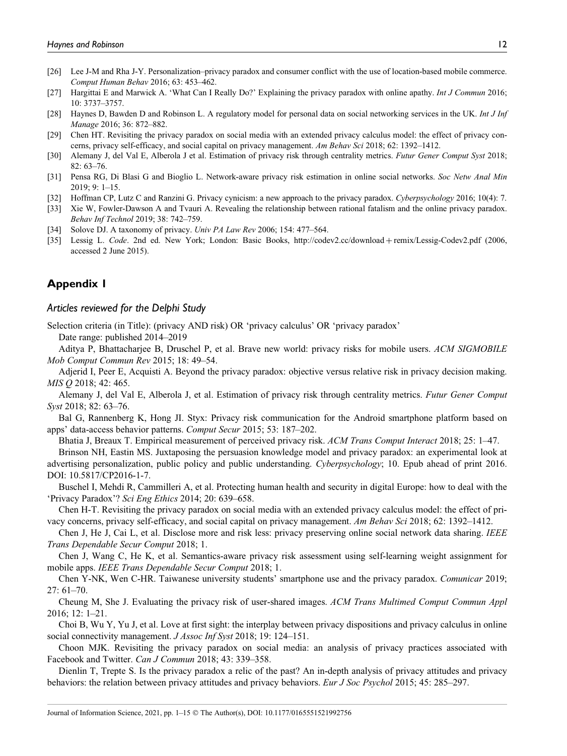[26] Lee J-M and Rha J-Y. Personalization–privacy paradox and consumer conflict with the use of location-based mobile commerce. *Comput Human Behav* 2016; 63: 453–462.

[27] Hargittai E and Marwick A. 'What Can I Really Do?' Explaining the privacy paradox with online apathy. *Int J Commun* 2016; 10: 3737–3757.

[28] Haynes D, Bawden D and Robinson L. A regulatory model for personal data on social networking services in the UK. *Int J Inf Manage* 2016; 36: 872–882.

[29] Chen HT. Revisiting the privacy paradox on social media with an extended privacy calculus model: the effect of privacy concerns, privacy self-efficacy, and social capital on privacy management. *Am Behav Sci* 2018; 62: 1392–1412.

[30] Alemany J, del Val E, Alberola J et al. Estimation of privacy risk through centrality metrics. *Futur Gener Comput Syst* 2018; 82: 63–76.

[31] Pensa RG, Di Blasi G and Bioglio L. Network-aware privacy risk estimation in online social networks. *Soc Netw Anal Min* 2019; 9: 1–15.

[32] Hoffman CP, Lutz C and Ranzini G. Privacy cynicism: a new approach to the privacy paradox. *Cyberpsychology* 2016; 10(4): 7.

[33] Xie W, Fowler-Dawson A and Tvauri A. Revealing the relationship between rational fatalism and the online privacy paradox. *Behav Inf Technol* 2019; 38: 742–759.

[34] Solove DJ. A taxonomy of privacy. *Univ PA Law Rev* 2006; 154: 477–564.

[35] Lessig L. *Code*. 2nd ed. New York; London: Basic Books, http://codev2.cc/download+remix/Lessig-Codev2.pdf (2006, accessed 2 June 2015).

## Appendix 1

### *Articles reviewed for the Delphi Study*

Selection criteria (in Title): (privacy AND risk) OR 'privacy calculus' OR 'privacy paradox'

Date range: published 2014–2019

Aditya P, Bhattacharjee B, Druschel P, et al. Brave new world: privacy risks for mobile users. *ACM SIGMOBILE Mob Comput Commun Rev* 2015; 18: 49–54.

Adjerid I, Peer E, Acquisti A. Beyond the privacy paradox: objective versus relative risk in privacy decision making. *MIS Q* 2018; 42: 465.

Alemany J, del Val E, Alberola J, et al. Estimation of privacy risk through centrality metrics. *Futur Gener Comput Syst* 2018; 82: 63–76.

Bal G, Rannenberg K, Hong JI. Styx: Privacy risk communication for the Android smartphone platform based on apps' data-access behavior patterns. *Comput Secur* 2015; 53: 187–202.

Bhatia J, Breaux T. Empirical measurement of perceived privacy risk. *ACM Trans Comput Interact* 2018; 25: 1–47.

Brinson NH, Eastin MS. Juxtaposing the persuasion knowledge model and privacy paradox: an experimental look at advertising personalization, public policy and public understanding. *Cyberpsychology*; 10. Epub ahead of print 2016. DOI: 10.5817/CP2016-1-7.

Buschel I, Mehdi R, Cammilleri A, et al. Protecting human health and security in digital Europe: how to deal with the 'Privacy Paradox'? *Sci Eng Ethics* 2014; 20: 639–658.

Chen H-T. Revisiting the privacy paradox on social media with an extended privacy calculus model: the effect of privacy concerns, privacy self-efficacy, and social capital on privacy management. *Am Behav Sci* 2018; 62: 1392–1412.

Chen J, He J, Cai L, et al. Disclose more and risk less: privacy preserving online social network data sharing. *IEEE Trans Dependable Secur Comput* 2018; 1.

Chen J, Wang C, He K, et al. Semantics-aware privacy risk assessment using self-learning weight assignment for mobile apps. *IEEE Trans Dependable Secur Comput* 2018; 1.

Chen Y-NK, Wen C-HR. Taiwanese university students' smartphone use and the privacy paradox. *Comunicar* 2019; 27: 61–70.

Cheung M, She J. Evaluating the privacy risk of user-shared images. *ACM Trans Multimed Comput Commun Appl* 2016; 12: 1–21.

Choi B, Wu Y, Yu J, et al. Love at first sight: the interplay between privacy dispositions and privacy calculus in online social connectivity management. *J Assoc Inf Syst* 2018; 19: 124–151.

Choon MJK. Revisiting the privacy paradox on social media: an analysis of privacy practices associated with Facebook and Twitter. *Can J Commun* 2018; 43: 339–358.

Dienlin T, Trepte S. Is the privacy paradox a relic of the past? An in-depth analysis of privacy attitudes and privacy behaviors: the relation between privacy attitudes and privacy behaviors. *Eur J Soc Psychol* 2015; 45: 285–297.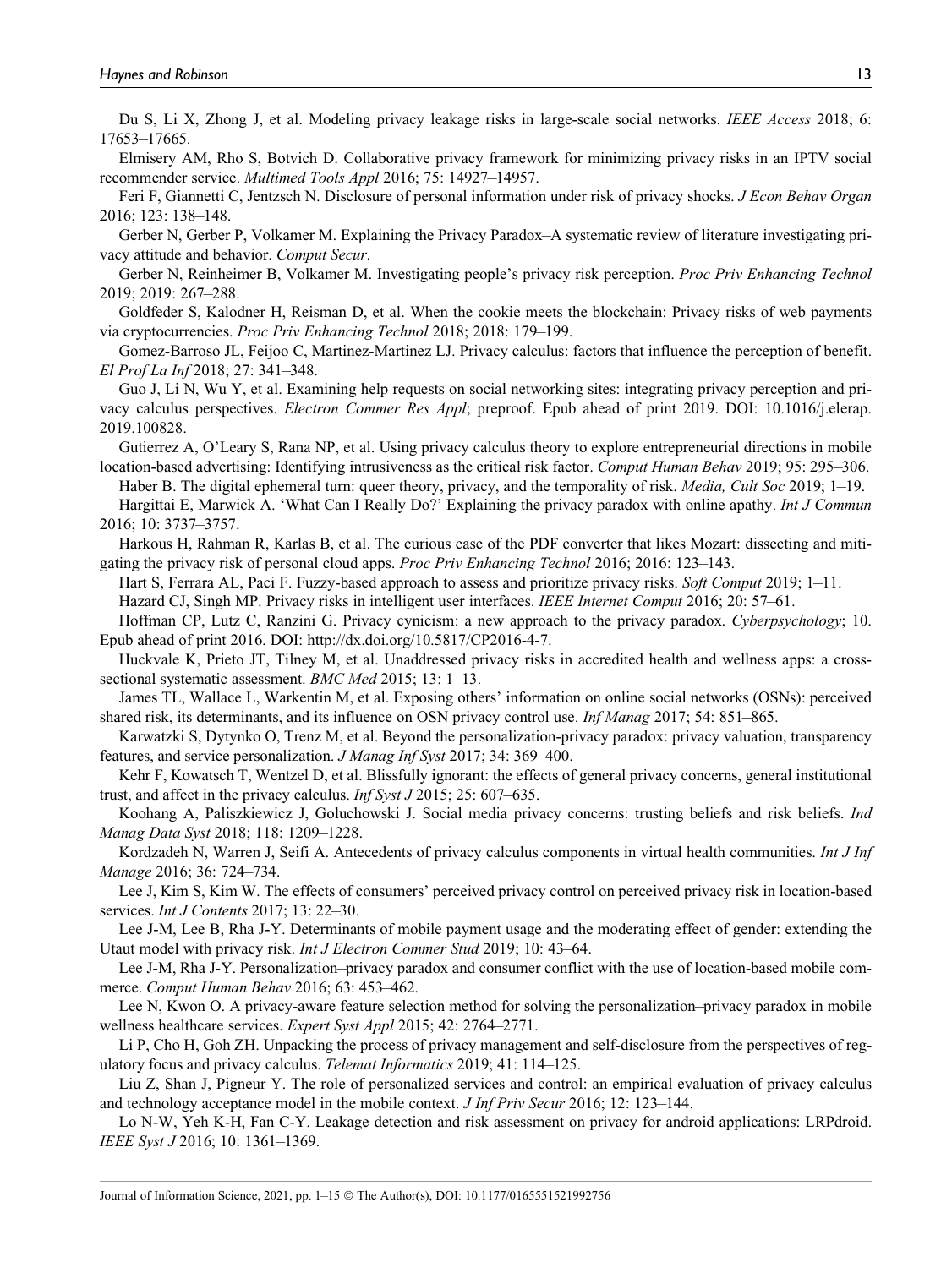Du S, Li X, Zhong J, et al. Modeling privacy leakage risks in large-scale social networks. *IEEE Access* 2018; 6: 17653–17665.

Elmisery AM, Rho S, Botvich D. Collaborative privacy framework for minimizing privacy risks in an IPTV social recommender service. *Multimed Tools Appl* 2016; 75: 14927–14957.

Feri F, Giannetti C, Jentzsch N. Disclosure of personal information under risk of privacy shocks. *J Econ Behav Organ* 2016; 123: 138–148.

Gerber N, Gerber P, Volkamer M. Explaining the Privacy Paradox–A systematic review of literature investigating privacy attitude and behavior. *Comput Secur*.

Gerber N, Reinheimer B, Volkamer M. Investigating people's privacy risk perception. *Proc Priv Enhancing Technol* 2019; 2019: 267–288.

Goldfeder S, Kalodner H, Reisman D, et al. When the cookie meets the blockchain: Privacy risks of web payments via cryptocurrencies. *Proc Priv Enhancing Technol* 2018; 2018: 179–199.

Gomez-Barroso JL, Feijoo C, Martinez-Martinez LJ. Privacy calculus: factors that influence the perception of benefit. *El Prof La Inf* 2018; 27: 341–348.

Guo J, Li N, Wu Y, et al. Examining help requests on social networking sites: integrating privacy perception and privacy calculus perspectives. *Electron Commer Res Appl*; preproof. Epub ahead of print 2019. DOI: 10.1016/j.elerap.2019.100828.

Gutierrez A, O'Leary S, Rana NP, et al. Using privacy calculus theory to explore entrepreneurial directions in mobile location-based advertising: Identifying intrusiveness as the critical risk factor. *Comput Human Behav* 2019; 95: 295–306.

Haber B. The digital ephemeral turn: queer theory, privacy, and the temporality of risk. *Media, Cult Soc* 2019; 1–19.

Hargittai E, Marwick A. 'What Can I Really Do?' Explaining the privacy paradox with online apathy. *Int J Commun* 2016; 10: 3737–3757.

Harkous H, Rahman R, Karlas B, et al. The curious case of the PDF converter that likes Mozart: dissecting and mitigating the privacy risk of personal cloud apps. *Proc Priv Enhancing Technol* 2016; 2016: 123–143.

Hart S, Ferrara AL, Paci F. Fuzzy-based approach to assess and prioritize privacy risks. *Soft Comput* 2019; 1–11.

Hazard CJ, Singh MP. Privacy risks in intelligent user interfaces. *IEEE Internet Comput* 2016; 20: 57–61.

Hoffman CP, Lutz C, Ranzini G. Privacy cynicism: a new approach to the privacy paradox. *Cyberpsychology*; 10. Epub ahead of print 2016. DOI: http://dx.doi.org/10.5817/CP2016-4-7.

Huckvale K, Prieto JT, Tilney M, et al. Unaddressed privacy risks in accredited health and wellness apps: a cross-sectional systematic assessment. *BMC Med* 2015; 13: 1–13.

James TL, Wallace L, Warkentin M, et al. Exposing others' information on online social networks (OSNs): perceived shared risk, its determinants, and its influence on OSN privacy control use. *Inf Manag* 2017; 54: 851–865.

Karwatzki S, Dytynko O, Trenz M, et al. Beyond the personalization-privacy paradox: privacy valuation, transparency features, and service personalization. *J Manag Inf Syst* 2017; 34: 369–400.

Kehr F, Kowatsch T, Wentzel D, et al. Blissfully ignorant: the effects of general privacy concerns, general institutional trust, and affect in the privacy calculus. *Inf Syst J* 2015; 25: 607–635.

Koohang A, Paliszkiewicz J, Goluchowski J. Social media privacy concerns: trusting beliefs and risk beliefs. *Ind Manag Data Syst* 2018; 118: 1209–1228.

Kordzadeh N, Warren J, Seifi A. Antecedents of privacy calculus components in virtual health communities. *Int J Inf Manage* 2016; 36: 724–734.

Lee J, Kim S, Kim W. The effects of consumers' perceived privacy control on perceived privacy risk in location-based services. *Int J Contents* 2017; 13: 22–30.

Lee J-M, Lee B, Rha J-Y. Determinants of mobile payment usage and the moderating effect of gender: extending the Utaut model with privacy risk. *Int J Electron Commer Stud* 2019; 10: 43–64.

Lee J-M, Rha J-Y. Personalization–privacy paradox and consumer conflict with the use of location-based mobile commerce. *Comput Human Behav* 2016; 63: 453–462.

Lee N, Kwon O. A privacy-aware feature selection method for solving the personalization–privacy paradox in mobile wellness healthcare services. *Expert Syst Appl* 2015; 42: 2764–2771.

Li P, Cho H, Goh ZH. Unpacking the process of privacy management and self-disclosure from the perspectives of regulatory focus and privacy calculus. *Telemat Informatics* 2019; 41: 114–125.

Liu Z, Shan J, Pigneur Y. The role of personalized services and control: an empirical evaluation of privacy calculus and technology acceptance model in the mobile context. *J Inf Priv Secur* 2016; 12: 123–144.

Lo N-W, Yeh K-H, Fan C-Y. Leakage detection and risk assessment on privacy for android applications: LRPdroid. *IEEE Syst J* 2016; 10: 1361–1369.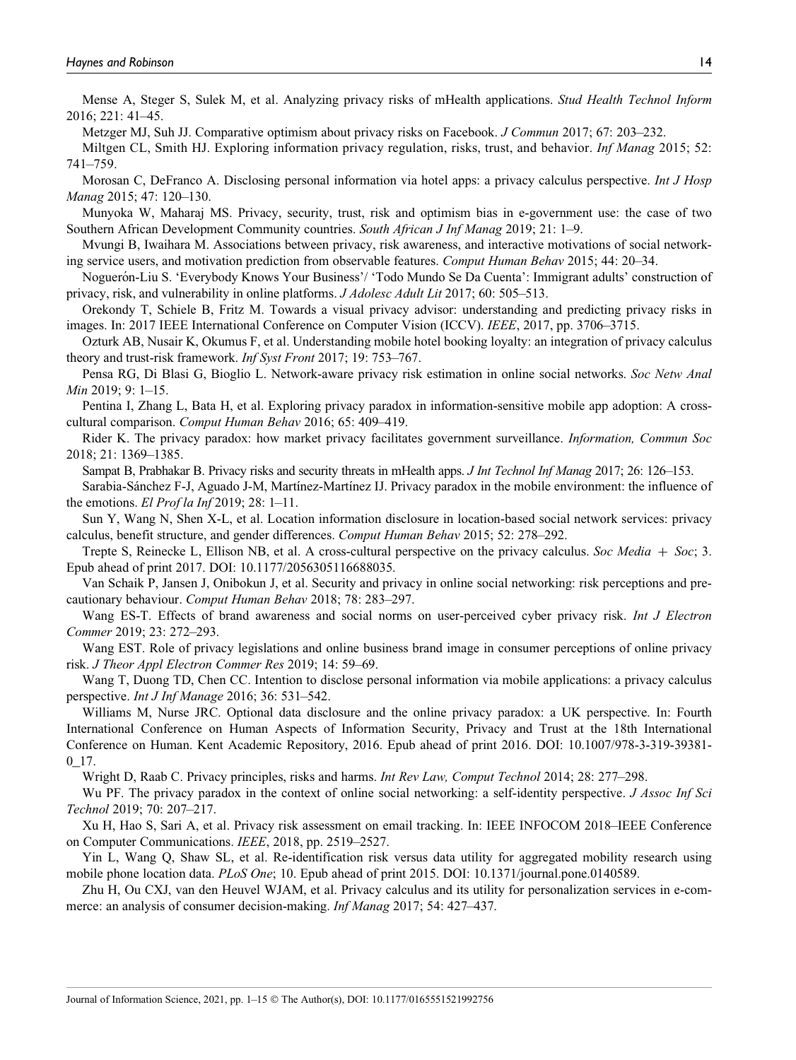Mense A, Steger S, Sulek M, et al. Analyzing privacy risks of mHealth applications. *Stud Health Technol Inform* 2016; 221: 41–45.

Metzger MJ, Suh JJ. Comparative optimism about privacy risks on Facebook. *J Commun* 2017; 67: 203–232.

Miltgen CL, Smith HJ. Exploring information privacy regulation, risks, trust, and behavior. *Inf Manag* 2015; 52: 741–759.

Morosan C, DeFranco A. Disclosing personal information via hotel apps: a privacy calculus perspective. *Int J Hosp Manag* 2015; 47: 120–130.

Munyoka W, Maharaj MS. Privacy, security, trust, risk and optimism bias in e-government use: the case of two Southern African Development Community countries. *South African J Inf Manag* 2019; 21: 1–9.

Mvungi B, Iwaihara M. Associations between privacy, risk awareness, and interactive motivations of social networking service users, and motivation prediction from observable features. *Comput Human Behav* 2015; 44: 20–34.

Noguerón-Liu S. 'Everybody Knows Your Business'/ 'Todo Mundo Se Da Cuenta': Immigrant adults' construction of privacy, risk, and vulnerability in online platforms. *J Adolesc Adult Lit* 2017; 60: 505–513.

Orekondy T, Schiele B, Fritz M. Towards a visual privacy advisor: understanding and predicting privacy risks in images. In: 2017 IEEE International Conference on Computer Vision (ICCV). *IEEE*, 2017, pp. 3706–3715.

Ozturk AB, Nusair K, Okumus F, et al. Understanding mobile hotel booking loyalty: an integration of privacy calculus theory and trust-risk framework. *Inf Syst Front* 2017; 19: 753–767.

Pensa RG, Di Blasi G, Bioglio L. Network-aware privacy risk estimation in online social networks. *Soc Netw Anal Min* 2019; 9: 1–15.

Pentina I, Zhang L, Bata H, et al. Exploring privacy paradox in information-sensitive mobile app adoption: A cross-cultural comparison. *Comput Human Behav* 2016; 65: 409–419.

Rider K. The privacy paradox: how market privacy facilitates government surveillance. *Information, Commun Soc* 2018; 21: 1369–1385.

Sampat B, Prabhakar B. Privacy risks and security threats in mHealth apps. *J Int Technol Inf Manag* 2017; 26: 126–153.

Sarabia-Sánchez F-J, Aguado J-M, Martínez-Martínez IJ. Privacy paradox in the mobile environment: the influence of the emotions. *El Prof la Inf* 2019; 28: 1–11.

Sun Y, Wang N, Shen X-L, et al. Location information disclosure in location-based social network services: privacy calculus, benefit structure, and gender differences. *Comput Human Behav* 2015; 52: 278–292.

Trepte S, Reinecke L, Ellison NB, et al. A cross-cultural perspective on the privacy calculus. *Soc Media + Soc*; 3. Epub ahead of print 2017. DOI: 10.1177/2056305116688035.

Van Schaik P, Jansen J, Onibokun J, et al. Security and privacy in online social networking: risk perceptions and precautionary behaviour. *Comput Human Behav* 2018; 78: 283–297.

Wang ES-T. Effects of brand awareness and social norms on user-perceived cyber privacy risk. *Int J Electron Commer* 2019; 23: 272–293.

Wang EST. Role of privacy legislations and online business brand image in consumer perceptions of online privacy risk. *J Theor Appl Electron Commer Res* 2019; 14: 59–69.

Wang T, Duong TD, Chen CC. Intention to disclose personal information via mobile applications: a privacy calculus perspective. *Int J Inf Manage* 2016; 36: 531–542.

Williams M, Nurse JRC. Optional data disclosure and the online privacy paradox: a UK perspective. In: Fourth International Conference on Human Aspects of Information Security, Privacy and Trust at the 18th International Conference on Human. Kent Academic Repository, 2016. Epub ahead of print 2016. DOI: 10.1007/978-3-319-39381-0_17.

Wright D, Raab C. Privacy principles, risks and harms. *Int Rev Law, Comput Technol* 2014; 28: 277–298.

Wu PF. The privacy paradox in the context of online social networking: a self-identity perspective. *J Assoc Inf Sci Technol* 2019; 70: 207–217.

Xu H, Hao S, Sari A, et al. Privacy risk assessment on email tracking. In: IEEE INFOCOM 2018–IEEE Conference on Computer Communications. *IEEE*, 2018, pp. 2519–2527.

Yin L, Wang Q, Shaw SL, et al. Re-identification risk versus data utility for aggregated mobility research using mobile phone location data. *PLoS One*; 10. Epub ahead of print 2015. DOI: 10.1371/journal.pone.0140589.

Zhu H, Ou CXJ, van den Heuvel WJAM, et al. Privacy calculus and its utility for personalization services in e-commerce: an analysis of consumer decision-making. *Inf Manag* 2017; 54: 427–437.